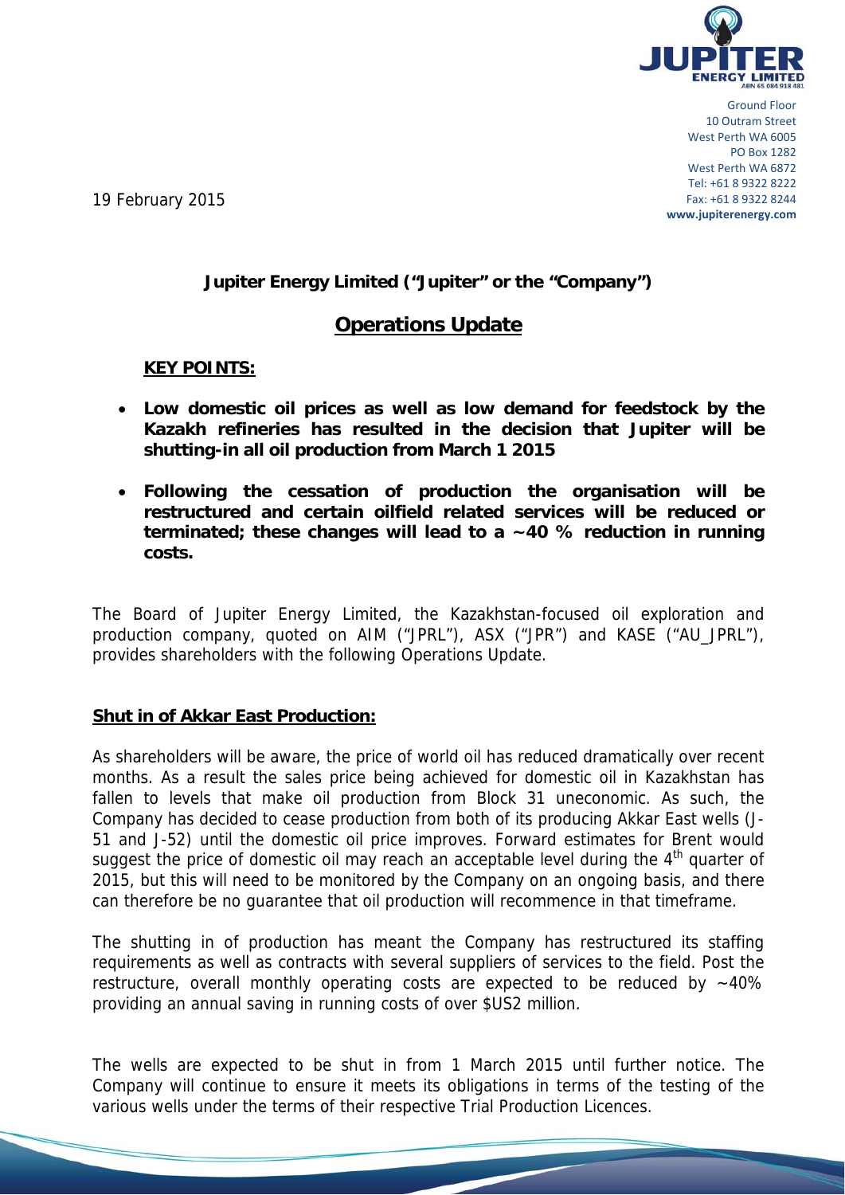Ground Floor
10 Outram Street
West Perth WA 6005
PO Box 1282
West Perth WA 6872
Tel: +61 8 9322 8222
Fax: +61 8 9322 8244
www.jupiterenergy.com

19 February 2015

**Jupiter Energy Limited ("Jupiter" or the "Company")**

# Operations Update

**KEY POINTS:**

- **Low domestic oil prices as well as low demand for feedstock by the Kazakh refineries has resulted in the decision that Jupiter will be shutting-in all oil production from March 1 2015**
- **Following the cessation of production the organisation will be restructured and certain oilfield related services will be reduced or terminated; these changes will lead to a ~40 % reduction in running costs.**

The Board of Jupiter Energy Limited, the Kazakhstan-focused oil exploration and production company, quoted on AIM ("JPRL"), ASX ("JPR") and KASE ("AU_JPRL"), provides shareholders with the following Operations Update.

## Shut in of Akkar East Production:

As shareholders will be aware, the price of world oil has reduced dramatically over recent months. As a result the sales price being achieved for domestic oil in Kazakhstan has fallen to levels that make oil production from Block 31 uneconomic. As such, the Company has decided to cease production from both of its producing Akkar East wells (J-51 and J-52) until the domestic oil price improves. Forward estimates for Brent would suggest the price of domestic oil may reach an acceptable level during the 4th quarter of 2015, but this will need to be monitored by the Company on an ongoing basis, and there can therefore be no guarantee that oil production will recommence in that timeframe.

The shutting in of production has meant the Company has restructured its staffing requirements as well as contracts with several suppliers of services to the field. Post the restructure, overall monthly operating costs are expected to be reduced by ~40% providing an annual saving in running costs of over $US2 million.

The wells are expected to be shut in from 1 March 2015 until further notice. The Company will continue to ensure it meets its obligations in terms of the testing of the various wells under the terms of their respective Trial Production Licences.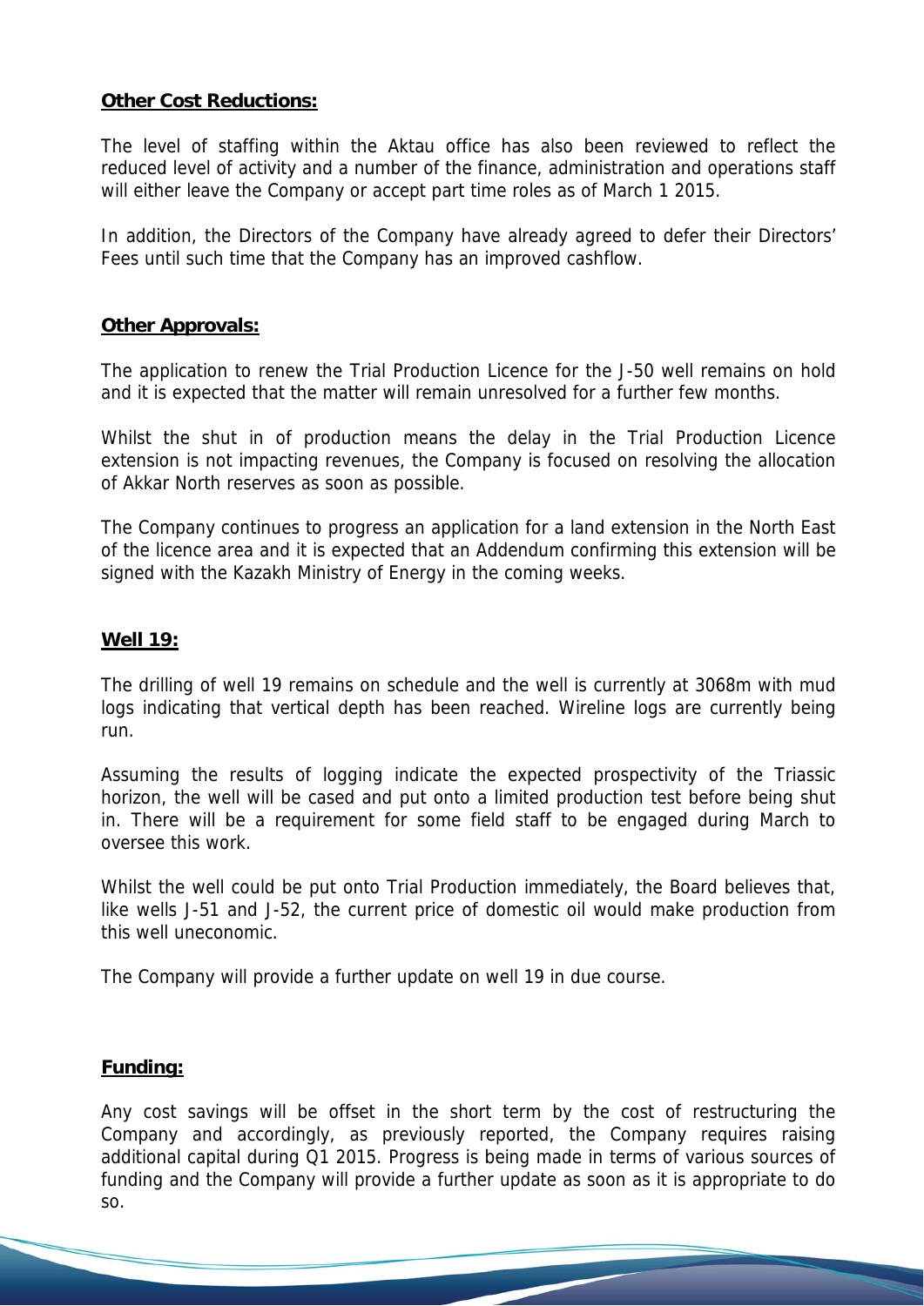**Other Cost Reductions:**

The level of staffing within the Aktau office has also been reviewed to reflect the reduced level of activity and a number of the finance, administration and operations staff will either leave the Company or accept part time roles as of March 1 2015.

In addition, the Directors of the Company have already agreed to defer their Directors' Fees until such time that the Company has an improved cashflow.

**Other Approvals:**

The application to renew the Trial Production Licence for the J-50 well remains on hold and it is expected that the matter will remain unresolved for a further few months.

Whilst the shut in of production means the delay in the Trial Production Licence extension is not impacting revenues, the Company is focused on resolving the allocation of Akkar North reserves as soon as possible.

The Company continues to progress an application for a land extension in the North East of the licence area and it is expected that an Addendum confirming this extension will be signed with the Kazakh Ministry of Energy in the coming weeks.

**Well 19:**

The drilling of well 19 remains on schedule and the well is currently at 3068m with mud logs indicating that vertical depth has been reached. Wireline logs are currently being run.

Assuming the results of logging indicate the expected prospectivity of the Triassic horizon, the well will be cased and put onto a limited production test before being shut in. There will be a requirement for some field staff to be engaged during March to oversee this work.

Whilst the well could be put onto Trial Production immediately, the Board believes that, like wells J-51 and J-52, the current price of domestic oil would make production from this well uneconomic.

The Company will provide a further update on well 19 in due course.

**Funding:**

Any cost savings will be offset in the short term by the cost of restructuring the Company and accordingly, as previously reported, the Company requires raising additional capital during Q1 2015. Progress is being made in terms of various sources of funding and the Company will provide a further update as soon as it is appropriate to do so.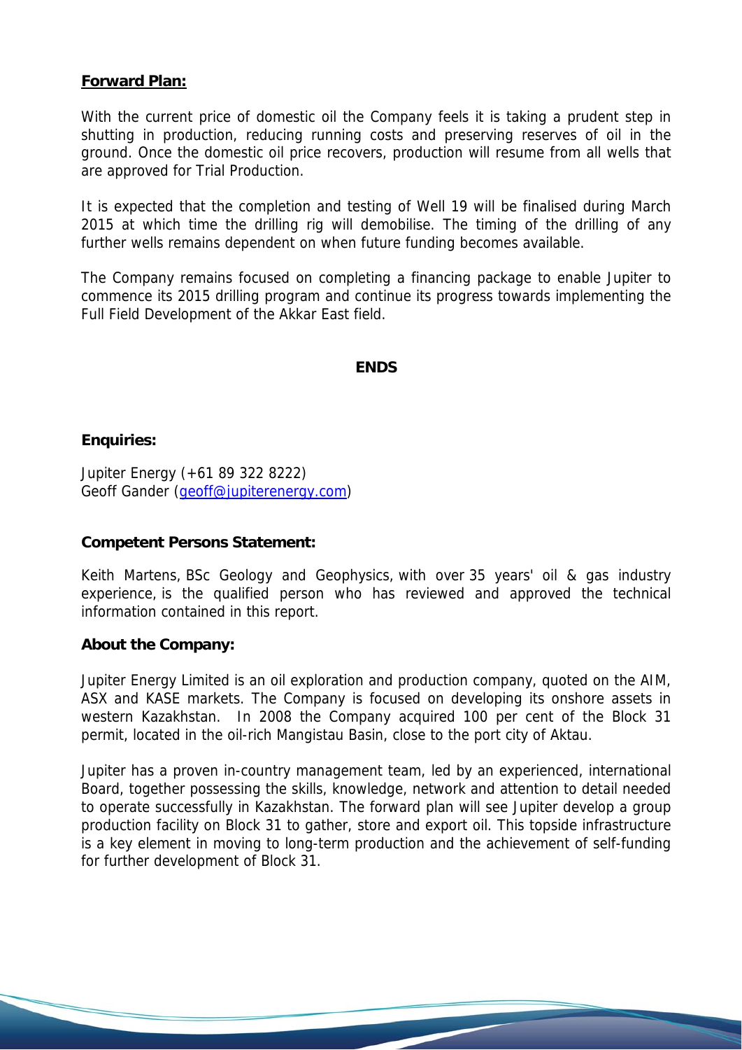**Forward Plan:**

With the current price of domestic oil the Company feels it is taking a prudent step in shutting in production, reducing running costs and preserving reserves of oil in the ground. Once the domestic oil price recovers, production will resume from all wells that are approved for Trial Production.

It is expected that the completion and testing of Well 19 will be finalised during March 2015 at which time the drilling rig will demobilise. The timing of the drilling of any further wells remains dependent on when future funding becomes available.

The Company remains focused on completing a financing package to enable Jupiter to commence its 2015 drilling program and continue its progress towards implementing the Full Field Development of the Akkar East field.

**ENDS**

**Enquiries:**

Jupiter Energy (+61 89 322 8222)
Geoff Gander (geoff@jupiterenergy.com)

**Competent Persons Statement:**

Keith Martens, BSc Geology and Geophysics, with over 35 years' oil & gas industry experience, is the qualified person who has reviewed and approved the technical information contained in this report.

**About the Company:**

Jupiter Energy Limited is an oil exploration and production company, quoted on the AIM, ASX and KASE markets. The Company is focused on developing its onshore assets in western Kazakhstan. In 2008 the Company acquired 100 per cent of the Block 31 permit, located in the oil-rich Mangistau Basin, close to the port city of Aktau.

Jupiter has a proven in-country management team, led by an experienced, international Board, together possessing the skills, knowledge, network and attention to detail needed to operate successfully in Kazakhstan. The forward plan will see Jupiter develop a group production facility on Block 31 to gather, store and export oil. This topside infrastructure is a key element in moving to long-term production and the achievement of self-funding for further development of Block 31.